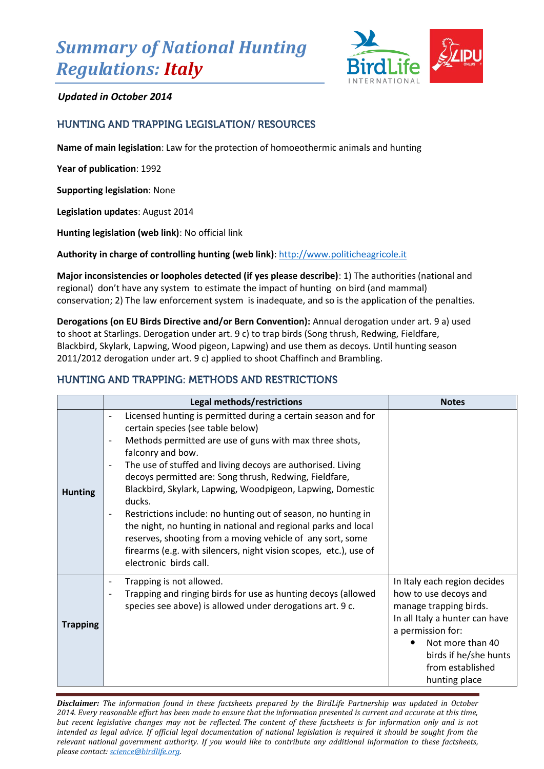# *Summary of National Hunting Regulations: Italy*

***Updated in October 2014***

## HUNTING AND TRAPPING LEGISLATION/ RESOURCES

**Name of main legislation**: Law for the protection of homoeothermic animals and hunting

**Year of publication**: 1992

**Supporting legislation**: None

**Legislation updates**: August 2014

**Hunting legislation (web link)**: No official link

**Authority in charge of controlling hunting (web link)**: http://www.politicheagricole.it

**Major inconsistencies or loopholes detected (if yes please describe)**: 1) The authorities (national and regional) don't have any system to estimate the impact of hunting on bird (and mammal) conservation; 2) The law enforcement system is inadequate, and so is the application of the penalties.

**Derogations (on EU Birds Directive and/or Bern Convention):** Annual derogation under art. 9 a) used to shoot at Starlings. Derogation under art. 9 c) to trap birds (Song thrush, Redwing, Fieldfare, Blackbird, Skylark, Lapwing, Wood pigeon, Lapwing) and use them as decoys. Until hunting season 2011/2012 derogation under art. 9 c) applied to shoot Chaffinch and Brambling.

## HUNTING AND TRAPPING: METHODS AND RESTRICTIONS

| | Legal methods/restrictions | Notes |
|---|---|---|
| **Hunting** | - Licensed hunting is permitted during a certain season and for certain species (see table below)<br>- Methods permitted are use of guns with max three shots, falconry and bow.<br>- The use of stuffed and living decoys are authorised. Living decoys permitted are: Song thrush, Redwing, Fieldfare, Blackbird, Skylark, Lapwing, Woodpigeon, Lapwing, Domestic ducks.<br>- Restrictions include: no hunting out of season, no hunting in the night, no hunting in national and regional parks and local reserves, shooting from a moving vehicle of any sort, some firearms (e.g. with silencers, night vision scopes, etc.), use of electronic birds call. | |
| **Trapping** | - Trapping is not allowed.<br>- Trapping and ringing birds for use as hunting decoys (allowed species see above) is allowed under derogations art. 9 c. | In Italy each region decides how to use decoys and manage trapping birds.<br>In all Italy a hunter can have a permission for:<br>• Not more than 40 birds if he/she hunts from established hunting place |

***Disclaimer:*** *The information found in these factsheets prepared by the BirdLife Partnership was updated in October 2014. Every reasonable effort has been made to ensure that the information presented is current and accurate at this time, but recent legislative changes may not be reflected. The content of these factsheets is for information only and is not intended as legal advice. If official legal documentation of national legislation is required it should be sought from the relevant national government authority. If you would like to contribute any additional information to these factsheets, please contact: science@birdlife.org.*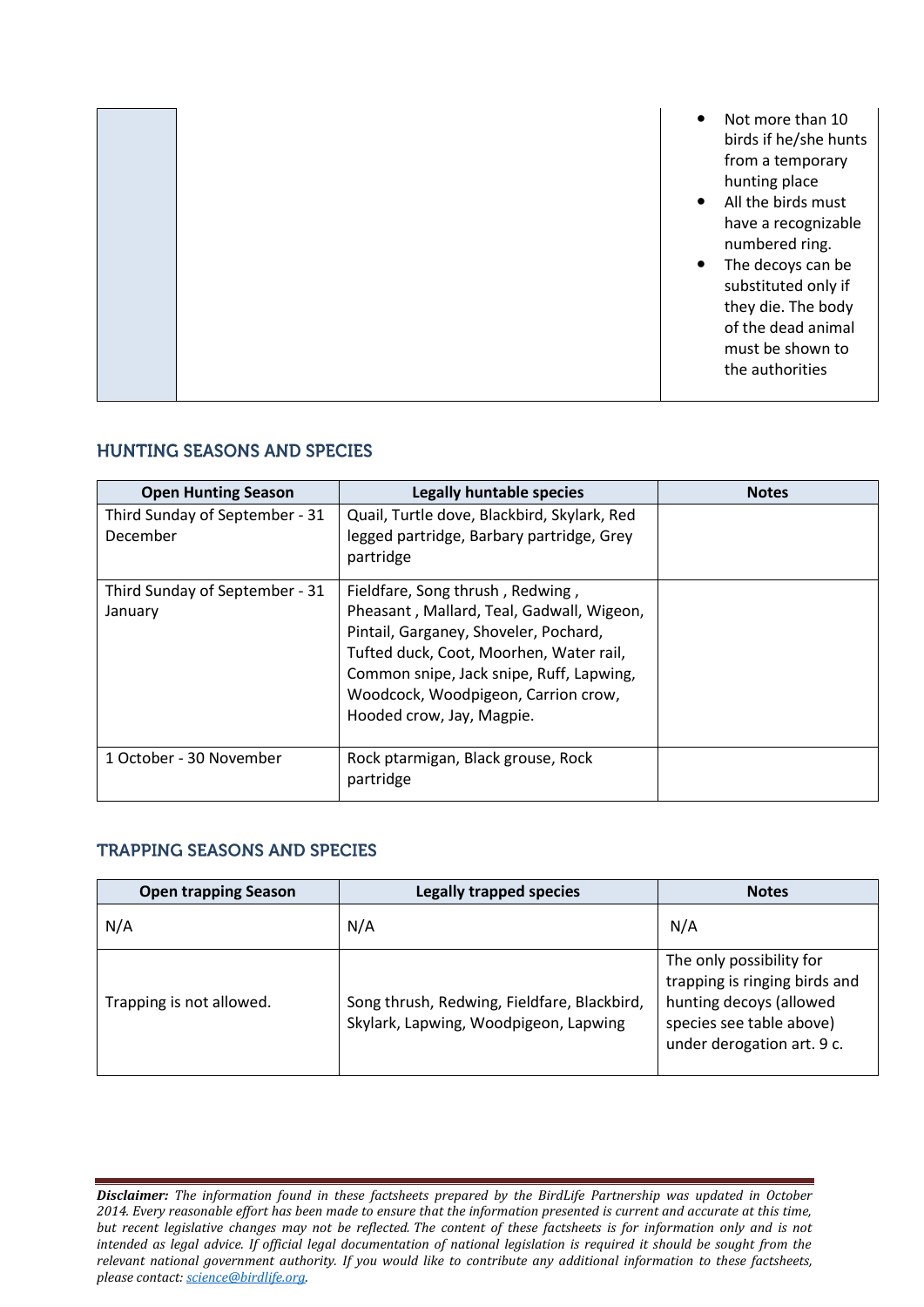| | | |
|---|---|---|
| | | • Not more than 10 birds if he/she hunts from a temporary hunting place<br>• All the birds must have a recognizable numbered ring.<br>• The decoys can be substituted only if they die. The body of the dead animal must be shown to the authorities |

## HUNTING SEASONS AND SPECIES

| Open Hunting Season | Legally huntable species | Notes |
|---|---|---|
| Third Sunday of September - 31 December | Quail, Turtle dove, Blackbird, Skylark, Red legged partridge, Barbary partridge, Grey partridge | |
| Third Sunday of September - 31 January | Fieldfare, Song thrush , Redwing , Pheasant , Mallard, Teal, Gadwall, Wigeon, Pintail, Garganey, Shoveler, Pochard, Tufted duck, Coot, Moorhen, Water rail, Common snipe, Jack snipe, Ruff, Lapwing, Woodcock, Woodpigeon, Carrion crow, Hooded crow, Jay, Magpie. | |
| 1 October - 30 November | Rock ptarmigan, Black grouse, Rock partridge | |

## TRAPPING SEASONS AND SPECIES

| Open trapping Season | Legally trapped species | Notes |
|---|---|---|
| N/A | N/A | N/A |
| Trapping is not allowed. | Song thrush, Redwing, Fieldfare, Blackbird, Skylark, Lapwing, Woodpigeon, Lapwing | The only possibility for trapping is ringing birds and hunting decoys (allowed species see table above) under derogation art. 9 c. |

***Disclaimer:*** *The information found in these factsheets prepared by the BirdLife Partnership was updated in October 2014. Every reasonable effort has been made to ensure that the information presented is current and accurate at this time, but recent legislative changes may not be reflected. The content of these factsheets is for information only and is not intended as legal advice. If official legal documentation of national legislation is required it should be sought from the relevant national government authority. If you would like to contribute any additional information to these factsheets, please contact: science@birdlife.org.*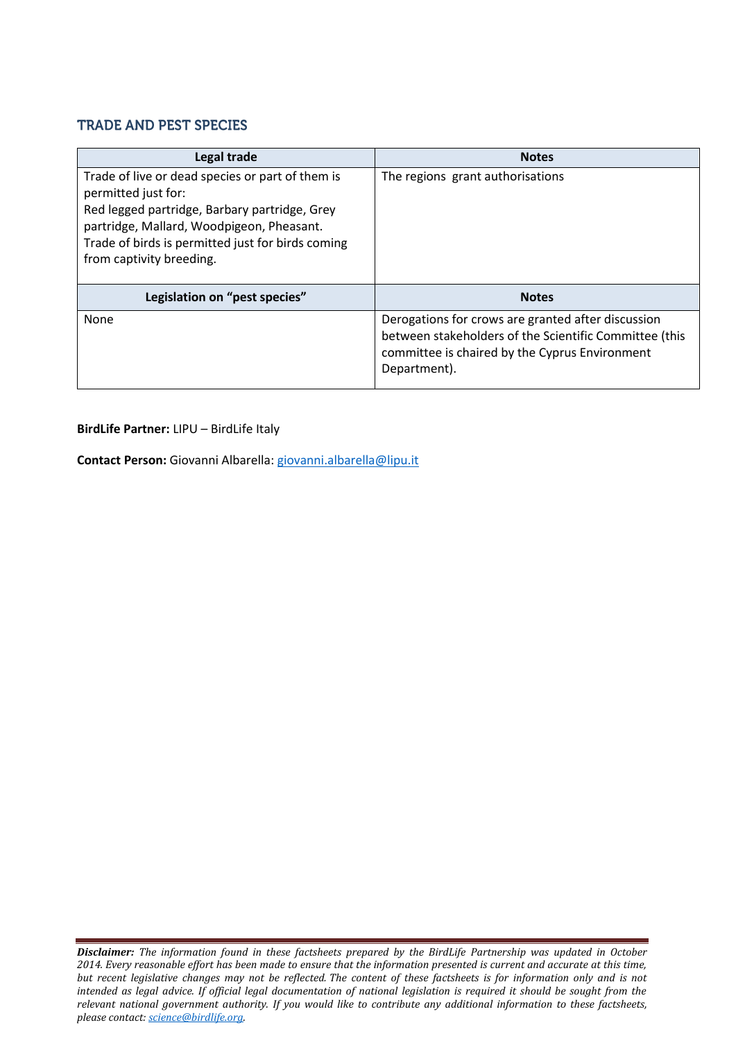## TRADE AND PEST SPECIES

| Legal trade | Notes |
|---|---|
| Trade of live or dead species or part of them is permitted just for:<br>Red legged partridge, Barbary partridge, Grey partridge, Mallard, Woodpigeon, Pheasant.<br>Trade of birds is permitted just for birds coming from captivity breeding. | The regions  grant authorisations |
| **Legislation on "pest species"** | **Notes** |
| None | Derogations for crows are granted after discussion between stakeholders of the Scientific Committee (this committee is chaired by the Cyprus Environment Department). |

**BirdLife Partner:** LIPU – BirdLife Italy

**Contact Person:** Giovanni Albarella: giovanni.albarella@lipu.it

***Disclaimer:*** *The information found in these factsheets prepared by the BirdLife Partnership was updated in October 2014. Every reasonable effort has been made to ensure that the information presented is current and accurate at this time, but recent legislative changes may not be reflected. The content of these factsheets is for information only and is not intended as legal advice. If official legal documentation of national legislation is required it should be sought from the relevant national government authority. If you would like to contribute any additional information to these factsheets, please contact: science@birdlife.org.*